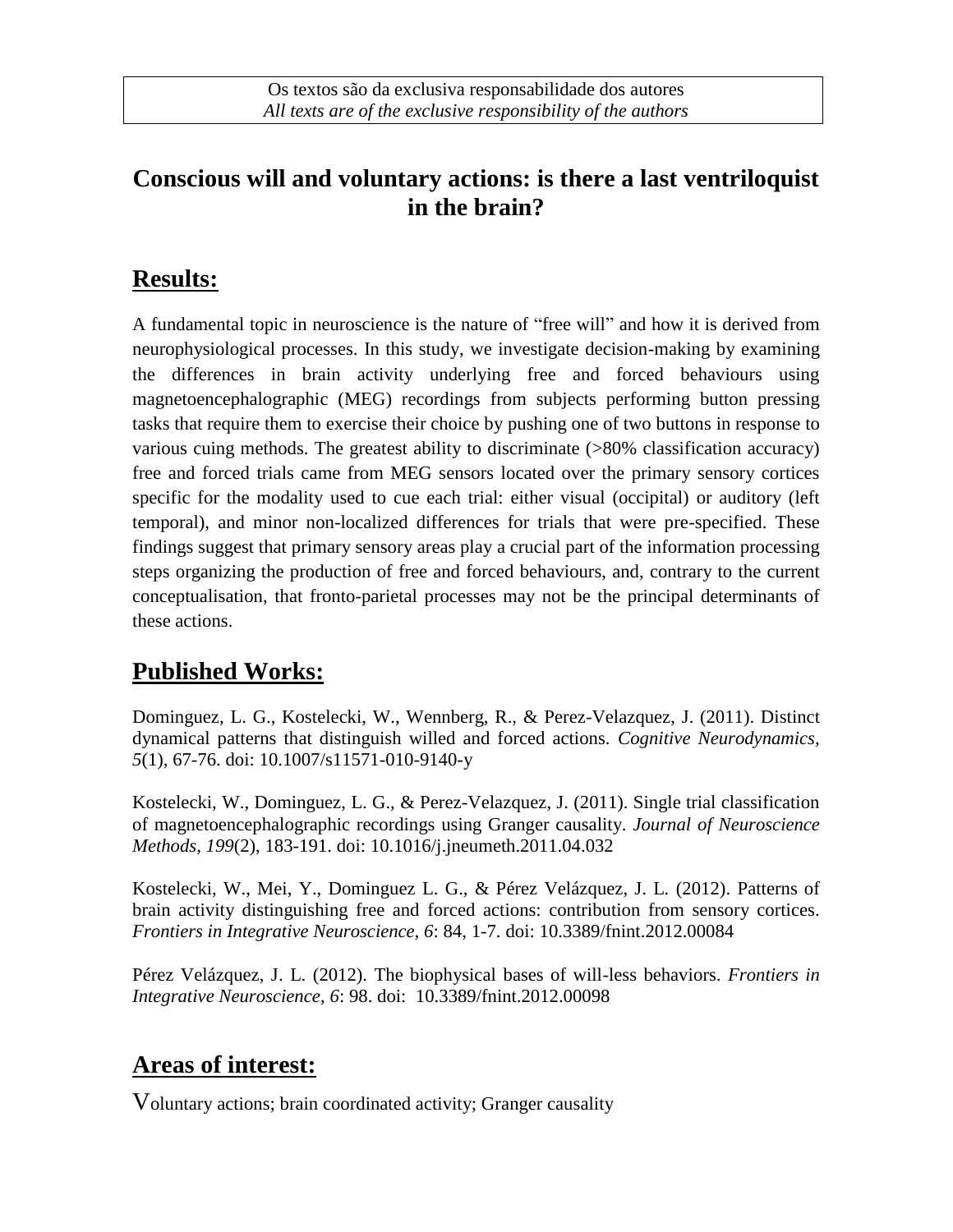Os textos são da exclusiva responsabilidade dos autores
*All texts are of the exclusive responsibility of the authors*

# Conscious will and voluntary actions: is there a last ventriloquist in the brain?

## Results:

A fundamental topic in neuroscience is the nature of "free will" and how it is derived from neurophysiological processes. In this study, we investigate decision-making by examining the differences in brain activity underlying free and forced behaviours using magnetoencephalographic (MEG) recordings from subjects performing button pressing tasks that require them to exercise their choice by pushing one of two buttons in response to various cuing methods. The greatest ability to discriminate (>80% classification accuracy) free and forced trials came from MEG sensors located over the primary sensory cortices specific for the modality used to cue each trial: either visual (occipital) or auditory (left temporal), and minor non-localized differences for trials that were pre-specified. These findings suggest that primary sensory areas play a crucial part of the information processing steps organizing the production of free and forced behaviours, and, contrary to the current conceptualisation, that fronto-parietal processes may not be the principal determinants of these actions.

## Published Works:

Dominguez, L. G., Kostelecki, W., Wennberg, R., & Perez-Velazquez, J. (2011). Distinct dynamical patterns that distinguish willed and forced actions. *Cognitive Neurodynamics, 5*(1), 67-76. doi: 10.1007/s11571-010-9140-y

Kostelecki, W., Dominguez, L. G., & Perez-Velazquez, J. (2011). Single trial classification of magnetoencephalographic recordings using Granger causality. *Journal of Neuroscience Methods, 199*(2), 183-191. doi: 10.1016/j.jneumeth.2011.04.032

Kostelecki, W., Mei, Y., Dominguez L. G., & Pérez Velázquez, J. L. (2012). Patterns of brain activity distinguishing free and forced actions: contribution from sensory cortices. *Frontiers in Integrative Neuroscience, 6*: 84, 1-7. doi: 10.3389/fnint.2012.00084

Pérez Velázquez, J. L. (2012). The biophysical bases of will-less behaviors. *Frontiers in Integrative Neuroscience, 6*: 98. doi: 10.3389/fnint.2012.00098

## Areas of interest:

Voluntary actions; brain coordinated activity; Granger causality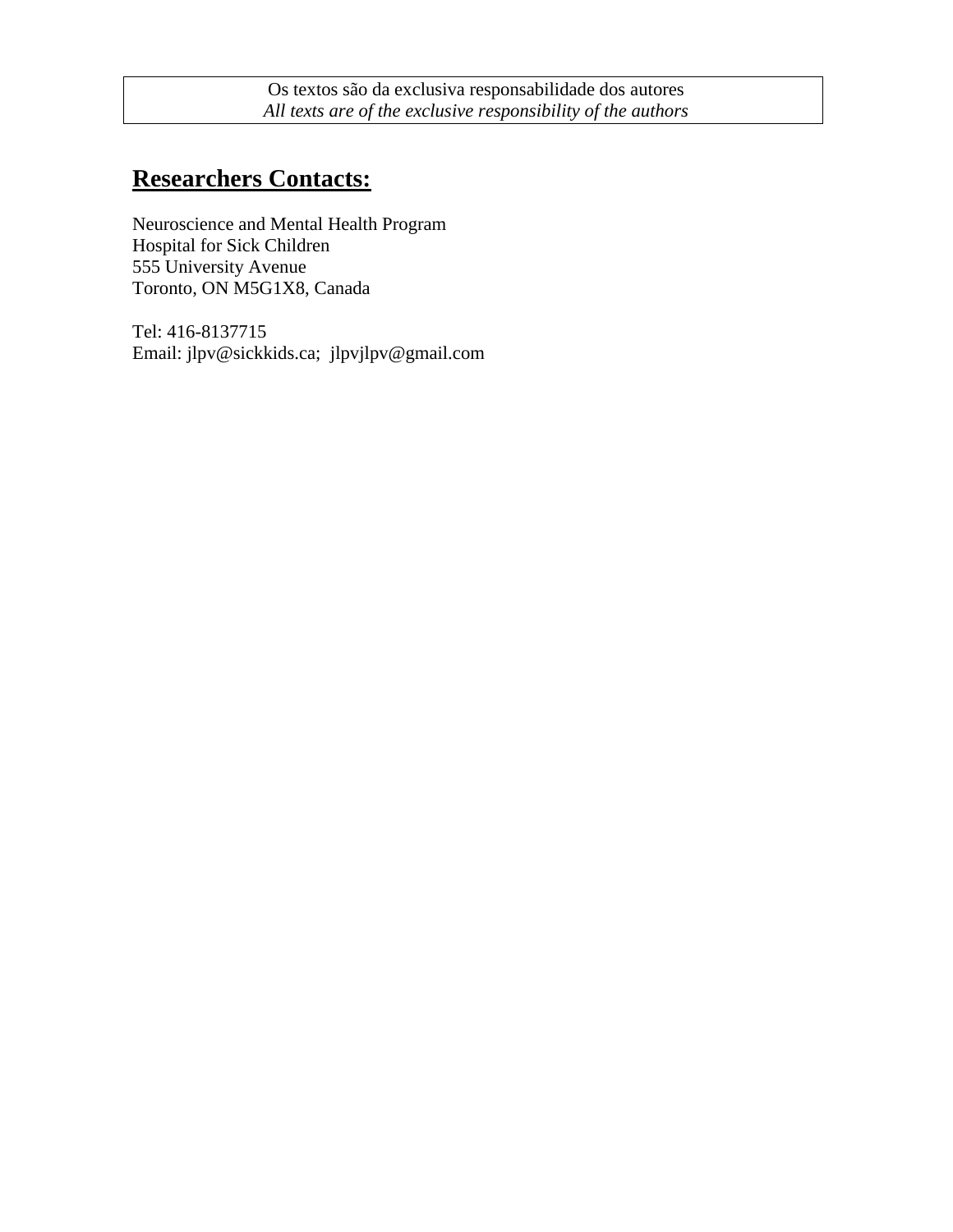Os textos são da exclusiva responsabilidade dos autores
*All texts are of the exclusive responsibility of the authors*

## **Researchers Contacts:**

Neuroscience and Mental Health Program
Hospital for Sick Children
555 University Avenue
Toronto, ON M5G1X8, Canada

Tel: 416-8137715
Email: jlpv@sickkids.ca; jlpvjlpv@gmail.com